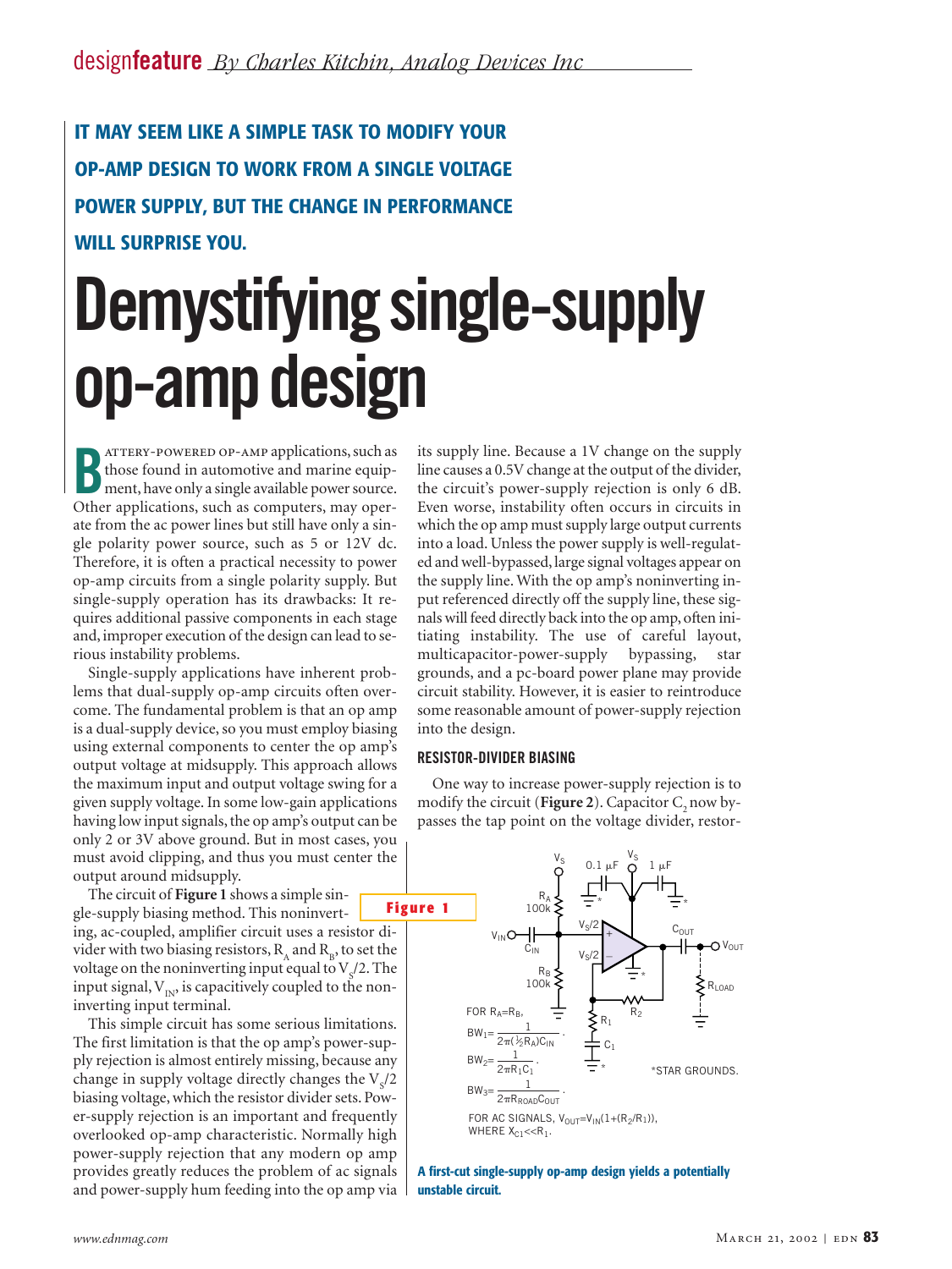designfeature *By Charles Kitchin, Analog Devices Inc*

**IT MAY SEEM LIKE A SIMPLE TASK TO MODIFY YOUR OP-AMP DESIGN TO WORK FROM A SINGLE VOLTAGE POWER SUPPLY, BUT THE CHANGE IN PERFORMANCE WILL SURPRISE YOU.**

# Demystifying single-supply op-amp design

Battery-powered op-amp applications, such as those found in automotive and marine equipment, have only a single available power source. Other applications, such as computers, may operate from the ac power lines but still have only a single polarity power source, such as 5 or 12V dc. Therefore, it is often a practical necessity to power op-amp circuits from a single polarity supply. But single-supply operation has its drawbacks: It requires additional passive components in each stage and, improper execution of the design can lead to serious instability problems.

Single-supply applications have inherent problems that dual-supply op-amp circuits often overcome. The fundamental problem is that an op amp is a dual-supply device, so you must employ biasing using external components to center the op amp's output voltage at midsupply. This approach allows the maximum input and output voltage swing for a given supply voltage. In some low-gain applications having low input signals, the op amp's output can be only 2 or 3V above ground. But in most cases, you must avoid clipping, and thus you must center the output around midsupply.

The circuit of **Figure 1** shows a simple single-supply biasing method. This noninverting, ac-coupled, amplifier circuit uses a resistor divider with two biasing resistors, $R_A$ and $R_B$, to set the voltage on the noninverting input equal to $V_S/2$. The input signal, $V_{IN}$, is capacitively coupled to the noninverting input terminal.

This simple circuit has some serious limitations. The first limitation is that the op amp's power-supply rejection is almost entirely missing, because any change in supply voltage directly changes the $V_S/2$ biasing voltage, which the resistor divider sets. Power-supply rejection is an important and frequently overlooked op-amp characteristic. Normally high power-supply rejection that any modern op amp provides greatly reduces the problem of ac signals and power-supply hum feeding into the op amp via its supply line. Because a 1V change on the supply line causes a 0.5V change at the output of the divider, the circuit's power-supply rejection is only 6 dB. Even worse, instability often occurs in circuits in which the op amp must supply large output currents into a load. Unless the power supply is well-regulated and well-bypassed, large signal voltages appear on the supply line. With the op amp's noninverting input referenced directly off the supply line, these signals will feed directly back into the op amp, often initiating instability. The use of careful layout, multicapacitor-power-supply bypassing, star grounds, and a pc-board power plane may provide circuit stability. However, it is easier to reintroduce some reasonable amount of power-supply rejection into the design.

### RESISTOR-DIVIDER BIASING

One way to increase power-supply rejection is to modify the circuit (**Figure 2**). Capacitor $C_2$ now bypasses the tap point on the voltage divider, restor-

**Figure 1**

FOR $R_A=R_B$,

$$BW_1=\frac{1}{2\pi(\frac{1}{2}R_A)C_{IN}}.$$

$$BW_2=\frac{1}{2\pi R_1C_1}.$$

$$BW_3=\frac{1}{2\pi R_{LOAD}C_{OUT}}.$$

FOR AC SIGNALS, $V_{OUT}=V_{IN}(1+(R_2/R_1))$, WHERE $X_{C1}<<R_1$.

*STAR GROUNDS.

**A first-cut single-supply op-amp design yields a potentially unstable circuit.**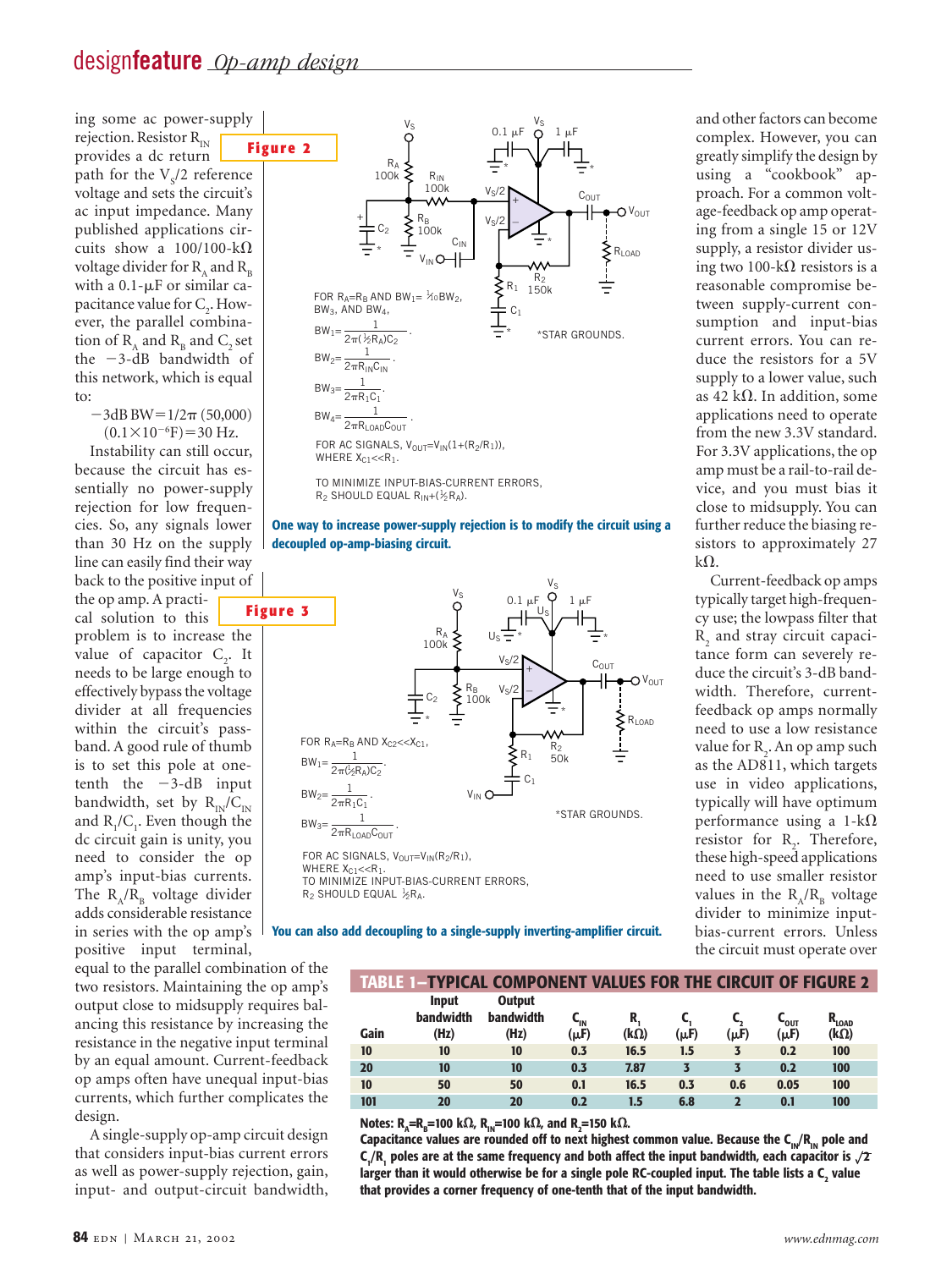ing some ac power-supply rejection. Resistor $R_{IN}$ provides a dc return path for the $V_S/2$ reference voltage and sets the circuit's ac input impedance. Many published applications circuits show a 100/100-kΩ voltage divider for $R_A$ and $R_B$ with a 0.1-μF or similar capacitance value for $C_2$. However, the parallel combination of $R_A$ and $R_B$ and $C_2$ set the −3-dB bandwidth of this network, which is equal to:

$$-3\text{dB BW} = 1/2\pi\,(50{,}000)(0.1\times10^{-6}\text{F}) = 30\text{ Hz.}$$

Instability can still occur, because the circuit has essentially no power-supply rejection for low frequencies. So, any signals lower than 30 Hz on the supply line can easily find their way back to the positive input of the op amp. A practical solution to this problem is to increase the value of capacitor $C_2$. It needs to be large enough to effectively bypass the voltage divider at all frequencies within the circuit's passband. A good rule of thumb is to set this pole at one-tenth the −3-dB input bandwidth, set by $R_{IN}/C_{IN}$ and $R_1/C_1$. Even though the dc circuit gain is unity, you need to consider the op amp's input-bias currents. The $R_A/R_B$ voltage divider adds considerable resistance in series with the op amp's positive input terminal, equal to the parallel combination of the two resistors. Maintaining the op amp's output close to midsupply requires balancing this resistance by increasing the resistance in the negative input terminal by an equal amount. Current-feedback op amps often have unequal input-bias currents, which further complicates the design.

A single-supply op-amp circuit design that considers input-bias current errors as well as power-supply rejection, gain, input- and output-circuit bandwidth, and other factors can become complex. However, you can greatly simplify the design by using a "cookbook" approach. For a common voltage-feedback op amp operating from a single 15 or 12V supply, a resistor divider using two 100-kΩ resistors is a reasonable compromise between supply-current consumption and input-bias current errors. You can reduce the resistors for a 5V supply to a lower value, such as 42 kΩ. In addition, some applications need to operate from the new 3.3V standard. For 3.3V applications, the op amp must be a rail-to-rail device, and you must bias it close to midsupply. You can further reduce the biasing resistors to approximately 27 kΩ.

Current-feedback op amps typically target high-frequency use; the lowpass filter that $R_2$ and stray circuit capacitance form can severely reduce the circuit's 3-dB bandwidth. Therefore, current-feedback op amps normally need to use a low resistance value for $R_2$. An op amp such as the AD811, which targets use in video applications, typically will have optimum performance using a 1-kΩ resistor for $R_2$. Therefore, these high-speed applications need to use smaller resistor values in the $R_A/R_B$ voltage divider to minimize input-bias-current errors. Unless the circuit must operate over

**Figure 2**

FOR $R_A=R_B$ AND $BW_1=\frac{1}{10}BW_2$, $BW_3$, AND $BW_4$,

$$BW_1=\frac{1}{2\pi(\frac{1}{2}R_A)C_2}.$$

$$BW_2=\frac{1}{2\pi R_{IN}C_{IN}}.$$

$$BW_3=\frac{1}{2\pi R_1C_1}.$$

$$BW_4=\frac{1}{2\pi R_{LOAD}C_{OUT}}.$$

FOR AC SIGNALS, $V_{OUT}=V_{IN}(1+(R_2/R_1))$, WHERE $X_{C1}<<R_1$.

TO MINIMIZE INPUT-BIAS-CURRENT ERRORS, $R_2$ SHOULD EQUAL $R_{IN}+(\frac{1}{2}R_A)$.

*STAR GROUNDS.

One way to increase power-supply rejection is to modify the circuit using a decoupled op-amp-biasing circuit.

**Figure 3**

FOR $R_A=R_B$ AND $X_{C2}<<X_{C1}$,

$$BW_1=\frac{1}{2\pi(\frac{1}{2}R_A)C_2}.$$

$$BW_2=\frac{1}{2\pi R_1C_1}.$$

$$BW_3=\frac{1}{2\pi R_{LOAD}C_{OUT}}.$$

FOR AC SIGNALS, $V_{OUT}=V_{IN}(R_2/R_1)$, WHERE $X_{C1}<<R_1$.
TO MINIMIZE INPUT-BIAS-CURRENT ERRORS, $R_2$ SHOULD EQUAL $\frac{1}{2}R_A$.

*STAR GROUNDS.

You can also add decoupling to a single-supply inverting-amplifier circuit.

**TABLE 1—TYPICAL COMPONENT VALUES FOR THE CIRCUIT OF FIGURE 2**

| Gain | Input bandwidth (Hz) | Output bandwidth (Hz) | $C_{IN}$ (μF) | $R_1$ (kΩ) | $C_1$ (μF) | $C_2$ (μF) | $C_{OUT}$ (μF) | $R_{LOAD}$ (kΩ) |
|---|---|---|---|---|---|---|---|---|
| 10 | 10 | 10 | 0.3 | 16.5 | 1.5 | 3 | 0.2 | 100 |
| 20 | 10 | 10 | 0.3 | 7.87 | 3 | 3 | 0.2 | 100 |
| 10 | 50 | 50 | 0.1 | 16.5 | 0.3 | 0.6 | 0.05 | 100 |
| 101 | 20 | 20 | 0.2 | 1.5 | 6.8 | 2 | 0.1 | 100 |

Notes: $R_A=R_B=100$ kΩ, $R_{IN}=100$ kΩ, and $R_2=150$ kΩ.
Capacitance values are rounded off to next highest common value. Because the $C_{IN}/R_{IN}$ pole and $C_1/R_1$ poles are at the same frequency and both affect the input bandwidth, each capacitor is $\sqrt{2}$ larger than it would otherwise be for a single pole RC-coupled input. The table lists a $C_2$ value that provides a corner frequency of one-tenth that of the input bandwidth.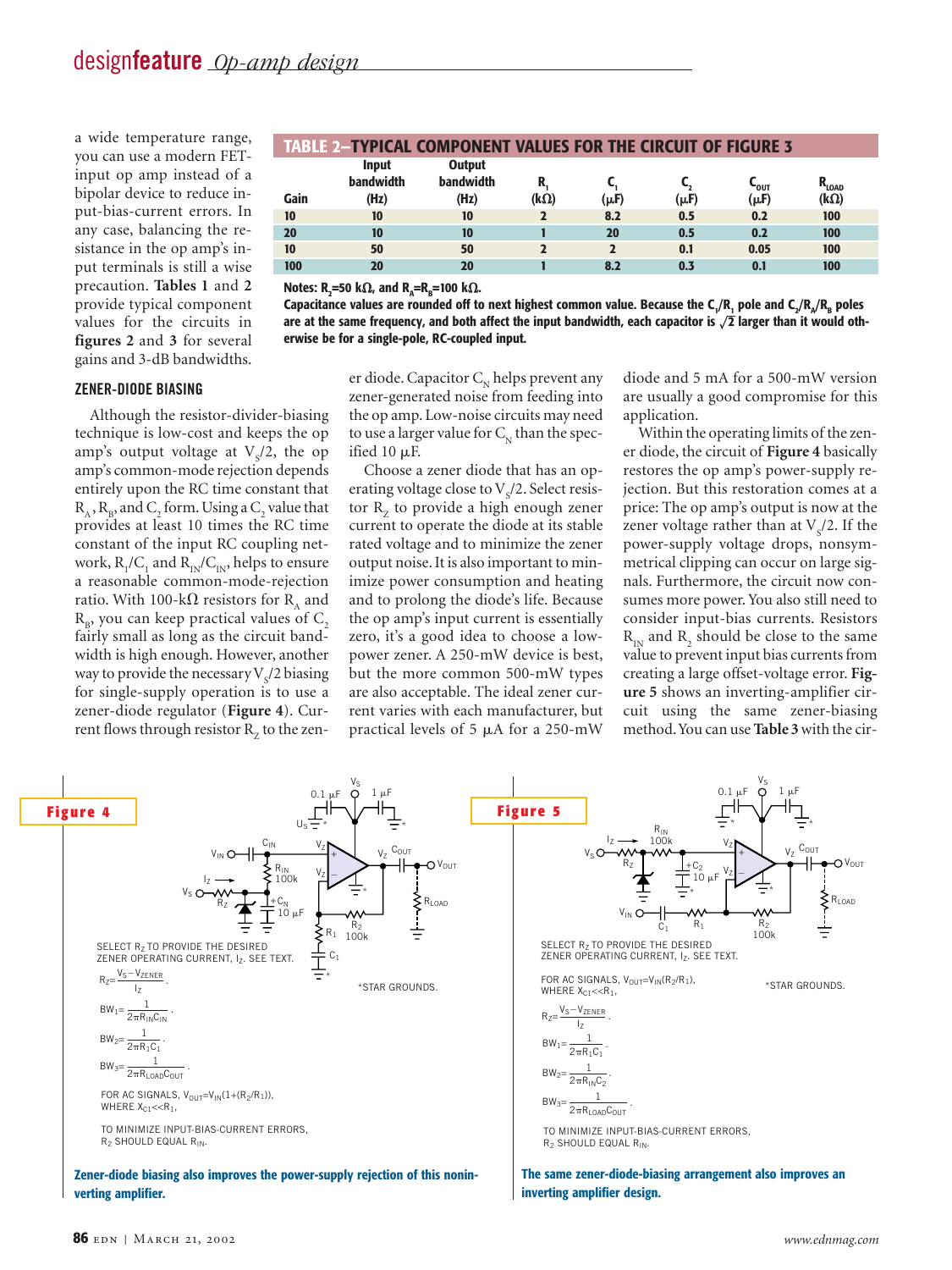a wide temperature range, you can use a modern FET-input op amp instead of a bipolar device to reduce input-bias-current errors. In any case, balancing the resistance in the op amp's input terminals is still a wise precaution. **Tables 1** and **2** provide typical component values for the circuits in **figures 2** and **3** for several gains and 3-dB bandwidths.

**TABLE 2–TYPICAL COMPONENT VALUES FOR THE CIRCUIT OF FIGURE 3**

| Gain | Input bandwidth (Hz) | Output bandwidth (Hz) | $R_1$ (kΩ) | $C_1$ (μF) | $C_2$ (μF) | $C_{OUT}$ (μF) | $R_{LOAD}$ (kΩ) |
|---|---|---|---|---|---|---|---|
| 10 | 10 | 10 | 2 | 8.2 | 0.5 | 0.2 | 100 |
| 20 | 10 | 10 | 1 | 20 | 0.5 | 0.2 | 100 |
| 10 | 50 | 50 | 2 | 2 | 0.1 | 0.05 | 100 |
| 100 | 20 | 20 | 1 | 8.2 | 0.3 | 0.1 | 100 |

Notes: $R_2$=50 kΩ, and $R_A$=$R_B$=100 kΩ.
Capacitance values are rounded off to next highest common value. Because the $C_1/R_1$ pole and $C_2/R_A/R_B$ poles are at the same frequency, and both affect the input bandwidth, each capacitor is $\sqrt{2}$ larger than it would otherwise be for a single-pole, RC-coupled input.

## ZENER-DIODE BIASING

Although the resistor-divider-biasing technique is low-cost and keeps the op amp's output voltage at $V_S/2$, the op amp's common-mode rejection depends entirely upon the RC time constant that $R_A$, $R_B$, and $C_2$ form. Using a $C_2$ value that provides at least 10 times the RC time constant of the input RC coupling network, $R_1/C_1$ and $R_{IN}/C_{IN}$, helps to ensure a reasonable common-mode-rejection ratio. With 100-kΩ resistors for $R_A$ and $R_B$, you can keep practical values of $C_2$ fairly small as long as the circuit bandwidth is high enough. However, another way to provide the necessary $V_S/2$ biasing for single-supply operation is to use a zener-diode regulator (**Figure 4**). Current flows through resistor $R_Z$ to the zener diode. Capacitor $C_N$ helps prevent any zener-generated noise from feeding into the op amp. Low-noise circuits may need to use a larger value for $C_N$ than the specified 10 μF.

Choose a zener diode that has an operating voltage close to $V_S/2$. Select resistor $R_Z$ to provide a high enough zener current to operate the diode at its stable rated voltage and to minimize the zener output noise. It is also important to minimize power consumption and heating and to prolong the diode's life. Because the op amp's input current is essentially zero, it's a good idea to choose a low-power zener. A 250-mW device is best, but the more common 500-mW types are also acceptable. The ideal zener current varies with each manufacturer, but practical levels of 5 μA for a 250-mW diode and 5 mA for a 500-mW version are usually a good compromise for this application.

Within the operating limits of the zener diode, the circuit of **Figure 4** basically restores the op amp's power-supply rejection. But this restoration comes at a price: The op amp's output is now at the zener voltage rather than at $V_S/2$. If the power-supply voltage drops, nonsymmetrical clipping can occur on large signals. Furthermore, the circuit now consumes more power. You also still need to consider input-bias currents. Resistors $R_{IN}$ and $R_2$ should be close to the same value to prevent input bias currents from creating a large offset-voltage error. **Figure 5** shows an inverting-amplifier circuit using the same zener-biasing method. You can use **Table 3** with the cir-

**Figure 4**

SELECT $R_Z$ TO PROVIDE THE DESIRED ZENER OPERATING CURRENT, $I_Z$. SEE TEXT.

$$R_Z=\frac{V_S-V_{ZENER}}{I_Z}.$$

$$BW_1=\frac{1}{2\pi R_{IN}C_{IN}}.$$

$$BW_2=\frac{1}{2\pi R_1C_1}.$$

$$BW_3=\frac{1}{2\pi R_{LOAD}C_{OUT}}.$$

FOR AC SIGNALS, $V_{OUT}=V_{IN}(1+(R_2/R_1))$, WHERE $X_{C1}<<R_1$.

TO MINIMIZE INPUT-BIAS-CURRENT ERRORS, $R_2$ SHOULD EQUAL $R_{IN}$.

*STAR GROUNDS.

Zener-diode biasing also improves the power-supply rejection of this noninverting amplifier.

**Figure 5**

SELECT $R_Z$ TO PROVIDE THE DESIRED ZENER OPERATING CURRENT, $I_Z$. SEE TEXT.

FOR AC SIGNALS, $V_{OUT}=V_{IN}(R_2/R_1)$, WHERE $X_{C1}<<R_1$.

$$R_Z=\frac{V_S-V_{ZENER}}{I_Z}.$$

$$BW_1=\frac{1}{2\pi R_1C_1}.$$

$$BW_2=\frac{1}{2\pi R_{IN}C_2}.$$

$$BW_3=\frac{1}{2\pi R_{LOAD}C_{OUT}}.$$

TO MINIMIZE INPUT-BIAS-CURRENT ERRORS, $R_2$ SHOULD EQUAL $R_{IN}$.

*STAR GROUNDS.

The same zener-diode-biasing arrangement also improves an inverting amplifier design.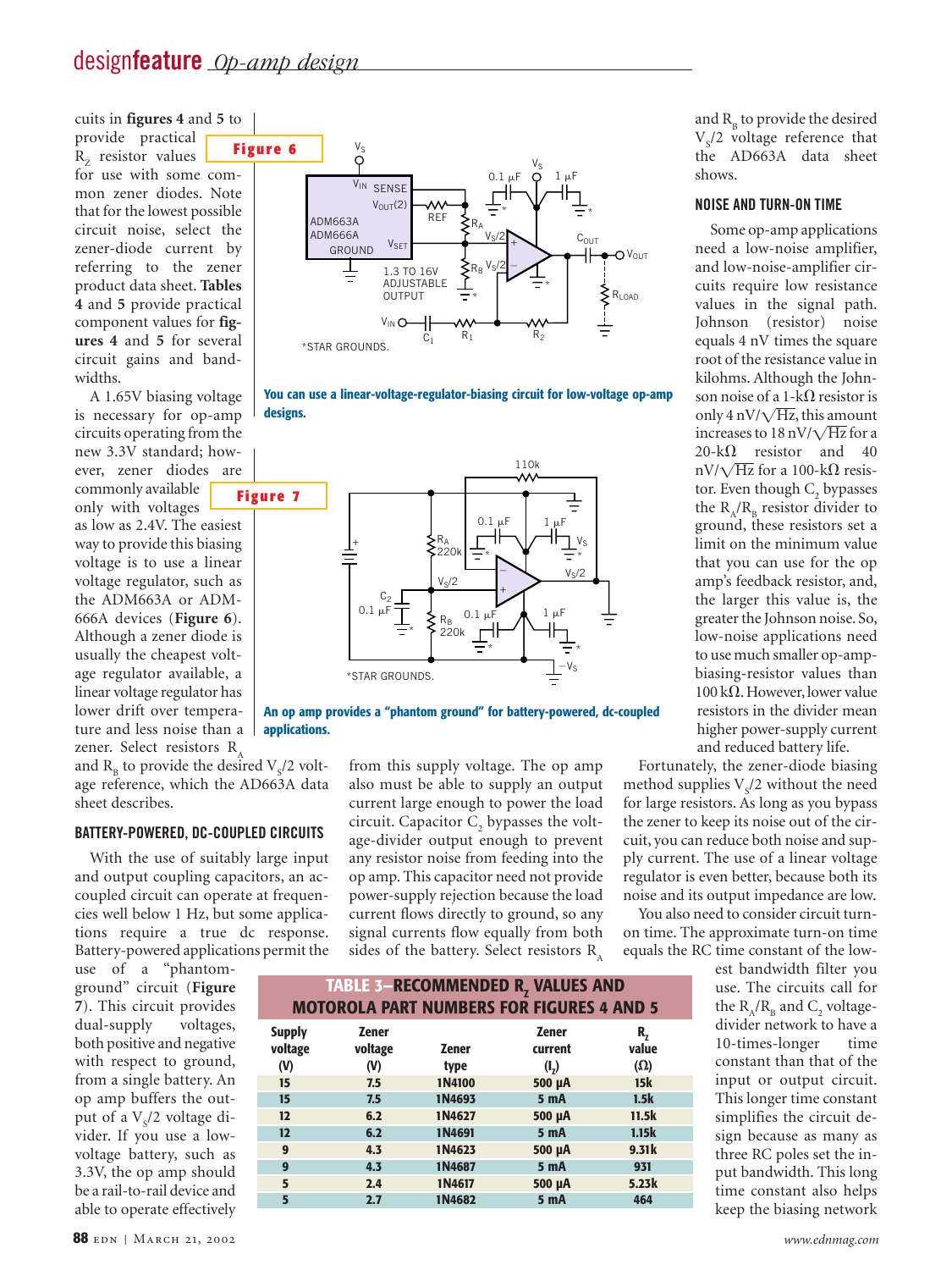cuits in **figures 4** and **5** to provide practical $R_Z$ resistor values for use with some common zener diodes. Note that for the lowest possible circuit noise, select the zener-diode current by referring to the zener product data sheet. **Tables 4** and **5** provide practical component values for **figures 4** and **5** for several circuit gains and bandwidths.

A 1.65V biasing voltage is necessary for op-amp circuits operating from the new 3.3V standard; however, zener diodes are commonly available only with voltages as low as 2.4V. The easiest way to provide this biasing voltage is to use a linear voltage regulator, such as the ADM663A or ADM-666A devices (**Figure 6**). Although a zener diode is usually the cheapest voltage regulator available, a linear voltage regulator has lower drift over temperature and less noise than a zener. Select resistors $R_A$ and $R_B$ to provide the desired $V_S/2$ voltage reference, which the AD663A data sheet describes.

**Figure 6**

You can use a linear-voltage-regulator-biasing circuit for low-voltage op-amp designs.

**Figure 7**

An op amp provides a "phantom ground" for battery-powered, dc-coupled applications.

## BATTERY-POWERED, DC-COUPLED CIRCUITS

With the use of suitably large input and output coupling capacitors, an ac-coupled circuit can operate at frequencies well below 1 Hz, but some applications require a true dc response. Battery-powered applications permit the use of a "phantom-ground" circuit (**Figure 7**). This circuit provides dual-supply voltages, both positive and negative with respect to ground, from a single battery. An op amp buffers the output of a $V_S/2$ voltage divider. If you use a low-voltage battery, such as 3.3V, the op amp should be a rail-to-rail device and able to operate effectively from this supply voltage. The op amp also must be able to supply an output current large enough to power the load circuit. Capacitor $C_2$ bypasses the voltage-divider output enough to prevent any resistor noise from feeding into the op amp. This capacitor need not provide power-supply rejection because the load current flows directly to ground, so any signal currents flow equally from both sides of the battery. Select resistors $R_A$ and $R_B$ to provide the desired $V_S/2$ voltage reference that the AD663A data sheet shows.

**TABLE 3–RECOMMENDED $R_Z$ VALUES AND MOTOROLA PART NUMBERS FOR FIGURES 4 AND 5**

| Supply voltage (V) | Zener voltage (V) | Zener type | Zener current ($I_Z$) | $R_Z$ value (Ω) |
|---|---|---|---|---|
| 15 | 7.5 | 1N4100 | 500 µA | 15k |
| 15 | 7.5 | 1N4693 | 5 mA | 1.5k |
| 12 | 6.2 | 1N4627 | 500 µA | 11.5k |
| 12 | 6.2 | 1N4691 | 5 mA | 1.15k |
| 9 | 4.3 | 1N4623 | 500 µA | 9.31k |
| 9 | 4.3 | 1N4687 | 5 mA | 931 |
| 5 | 2.4 | 1N4617 | 500 µA | 5.23k |
| 5 | 2.7 | 1N4682 | 5 mA | 464 |

## NOISE AND TURN-ON TIME

Some op-amp applications need a low-noise amplifier, and low-noise-amplifier circuits require low resistance values in the signal path. Johnson (resistor) noise equals 4 nV times the square root of the resistance value in kilohms. Although the Johnson noise of a 1-kΩ resistor is only 4 nV/$\sqrt{Hz}$, this amount increases to 18 nV/$\sqrt{Hz}$ for a 20-kΩ resistor and 40 nV/$\sqrt{Hz}$ for a 100-kΩ resistor. Even though $C_2$ bypasses the $R_A/R_B$ resistor divider to ground, these resistors set a limit on the minimum value that you can use for the op amp's feedback resistor, and, the larger this value is, the greater the Johnson noise. So, low-noise applications need to use much smaller op-amp-biasing-resistor values than 100 kΩ. However, lower value resistors in the divider mean higher power-supply current and reduced battery life.

Fortunately, the zener-diode biasing method supplies $V_S/2$ without the need for large resistors. As long as you bypass the zener to keep its noise out of the circuit, you can reduce both noise and supply current. The use of a linear voltage regulator is even better, because both its noise and its output impedance are low.

You also need to consider circuit turn-on time. The approximate turn-on time equals the RC time constant of the lowest bandwidth filter you use. The circuits call for the $R_A/R_B$ and $C_2$ voltage-divider network to have a 10-times-longer time constant than that of the input or output circuit. This longer time constant simplifies the circuit design because as many as three RC poles set the input bandwidth. This long time constant also helps keep the biasing network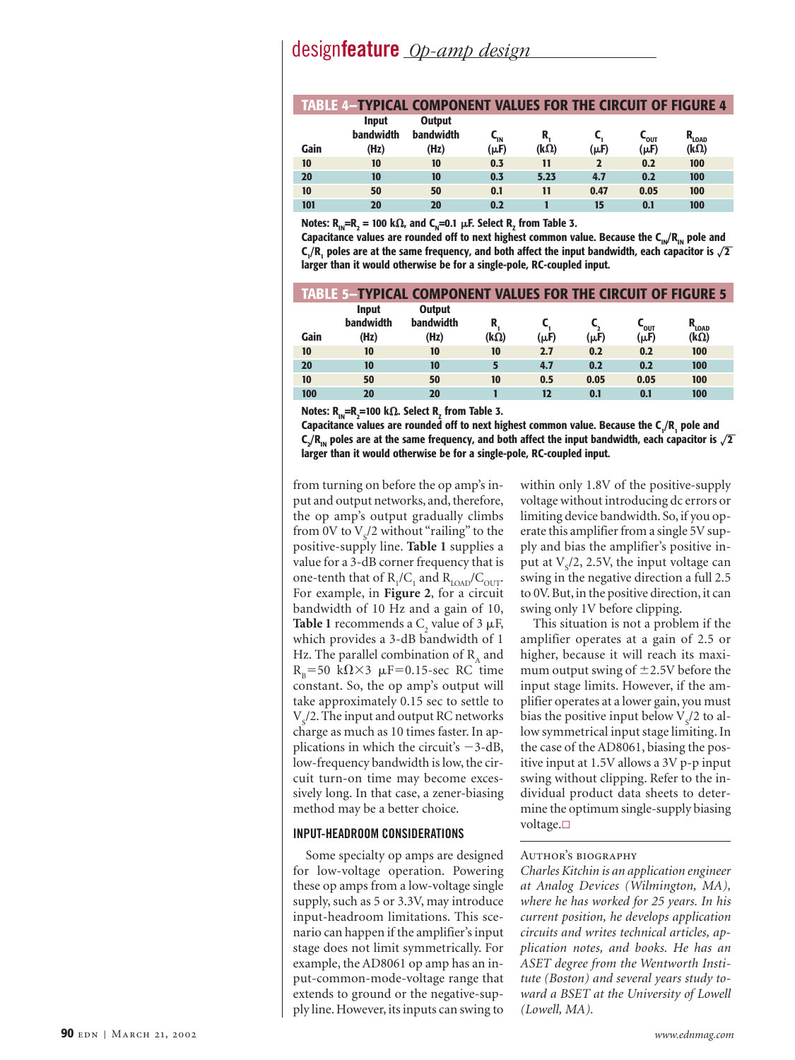## TABLE 4–TYPICAL COMPONENT VALUES FOR THE CIRCUIT OF FIGURE 4

| Gain | Input bandwidth (Hz) | Output bandwidth (Hz) | $C_{IN}$ (μF) | $R_1$ (kΩ) | $C_1$ (μF) | $C_{OUT}$ (μF) | $R_{LOAD}$ (kΩ) |
|---|---|---|---|---|---|---|---|
| 10 | 10 | 10 | 0.3 | 11 | 2 | 0.2 | 100 |
| 20 | 10 | 10 | 0.3 | 5.23 | 4.7 | 0.2 | 100 |
| 10 | 50 | 50 | 0.1 | 11 | 0.47 | 0.05 | 100 |
| 101 | 20 | 20 | 0.2 | 1 | 15 | 0.1 | 100 |

**Notes: $R_{IN}$=$R_2$ = 100 kΩ, and $C_N$=0.1 μF. Select $R_Z$ from Table 3.**
**Capacitance values are rounded off to next highest common value. Because the $C_{IN}/R_{IN}$ pole and $C_1/R_1$ poles are at the same frequency, and both affect the input bandwidth, each capacitor is $\sqrt{2}$ larger than it would otherwise be for a single-pole, RC-coupled input.**

## TABLE 5–TYPICAL COMPONENT VALUES FOR THE CIRCUIT OF FIGURE 5

| Gain | Input bandwidth (Hz) | Output bandwidth (Hz) | $R_1$ (kΩ) | $C_1$ (μF) | $C_2$ (μF) | $C_{OUT}$ (μF) | $R_{LOAD}$ (kΩ) |
|---|---|---|---|---|---|---|---|
| 10 | 10 | 10 | 10 | 2.7 | 0.2 | 0.2 | 100 |
| 20 | 10 | 10 | 5 | 4.7 | 0.2 | 0.2 | 100 |
| 10 | 50 | 50 | 10 | 0.5 | 0.05 | 0.05 | 100 |
| 100 | 20 | 20 | 1 | 12 | 0.1 | 0.1 | 100 |

**Notes: $R_{IN}$=$R_2$=100 kΩ. Select $R_Z$ from Table 3.**
**Capacitance values are rounded off to next highest common value. Because the $C_1/R_1$ pole and $C_2/R_{IN}$ poles are at the same frequency, and both affect the input bandwidth, each capacitor is $\sqrt{2}$ larger than it would otherwise be for a single-pole, RC-coupled input.**

from turning on before the op amp's input and output networks, and, therefore, the op amp's output gradually climbs from 0V to $V_S/2$ without "railing" to the positive-supply line. **Table 1** supplies a value for a 3-dB corner frequency that is one-tenth that of $R_1/C_1$ and $R_{LOAD}/C_{OUT}$. For example, in **Figure 2**, for a circuit bandwidth of 10 Hz and a gain of 10, **Table 1** recommends a $C_2$ value of 3 μF, which provides a 3-dB bandwidth of 1 Hz. The parallel combination of $R_A$ and $R_B$=50 kΩ×3 μF=0.15-sec RC time constant. So, the op amp's output will take approximately 0.15 sec to settle to $V_S/2$. The input and output RC networks charge as much as 10 times faster. In applications in which the circuit's −3-dB, low-frequency bandwidth is low, the circuit turn-on time may become excessively long. In that case, a zener-biasing method may be a better choice.

### INPUT-HEADROOM CONSIDERATIONS

Some specialty op amps are designed for low-voltage operation. Powering these op amps from a low-voltage single supply, such as 5 or 3.3V, may introduce input-headroom limitations. This scenario can happen if the amplifier's input stage does not limit symmetrically. For example, the AD8061 op amp has an input-common-mode-voltage range that extends to ground or the negative-supply line. However, its inputs can swing to within only 1.8V of the positive-supply voltage without introducing dc errors or limiting device bandwidth. So, if you operate this amplifier from a single 5V supply and bias the amplifier's positive input at $V_S/2$, 2.5V, the input voltage can swing in the negative direction a full 2.5 to 0V. But, in the positive direction, it can swing only 1V before clipping.

This situation is not a problem if the amplifier operates at a gain of 2.5 or higher, because it will reach its maximum output swing of ±2.5V before the input stage limits. However, if the amplifier operates at a lower gain, you must bias the positive input below $V_S/2$ to allow symmetrical input stage limiting. In the case of the AD8061, biasing the positive input at 1.5V allows a 3V p-p input swing without clipping. Refer to the individual product data sheets to determine the optimum single-supply biasing voltage.□

AUTHOR'S BIOGRAPHY

*Charles Kitchin is an application engineer at Analog Devices (Wilmington, MA), where he has worked for 25 years. In his current position, he develops application circuits and writes technical articles, application notes, and books. He has an ASET degree from the Wentworth Institute (Boston) and several years study toward a BSET at the University of Lowell (Lowell, MA).*